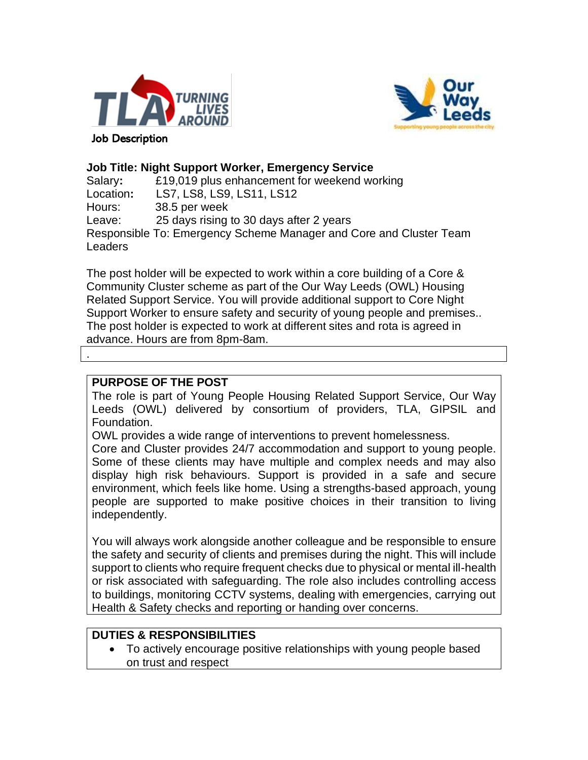Job Description

**Job Title: Night Support Worker, Emergency Service**

Salary: £19,019 plus enhancement for weekend working
Location: LS7, LS8, LS9, LS11, LS12
Hours: 38.5 per week
Leave: 25 days rising to 30 days after 2 years
Responsible To: Emergency Scheme Manager and Core and Cluster Team Leaders

The post holder will be expected to work within a core building of a Core & Community Cluster scheme as part of the Our Way Leeds (OWL) Housing Related Support Service. You will provide additional support to Core Night Support Worker to ensure safety and security of young people and premises.. The post holder is expected to work at different sites and rota is agreed in advance. Hours are from 8pm-8am.

.

**PURPOSE OF THE POST**

The role is part of Young People Housing Related Support Service, Our Way Leeds (OWL) delivered by consortium of providers, TLA, GIPSIL and Foundation.

OWL provides a wide range of interventions to prevent homelessness.

Core and Cluster provides 24/7 accommodation and support to young people. Some of these clients may have multiple and complex needs and may also display high risk behaviours. Support is provided in a safe and secure environment, which feels like home. Using a strengths-based approach, young people are supported to make positive choices in their transition to living independently.

You will always work alongside another colleague and be responsible to ensure the safety and security of clients and premises during the night. This will include support to clients who require frequent checks due to physical or mental ill-health or risk associated with safeguarding. The role also includes controlling access to buildings, monitoring CCTV systems, dealing with emergencies, carrying out Health & Safety checks and reporting or handing over concerns.

**DUTIES & RESPONSIBILITIES**

- To actively encourage positive relationships with young people based on trust and respect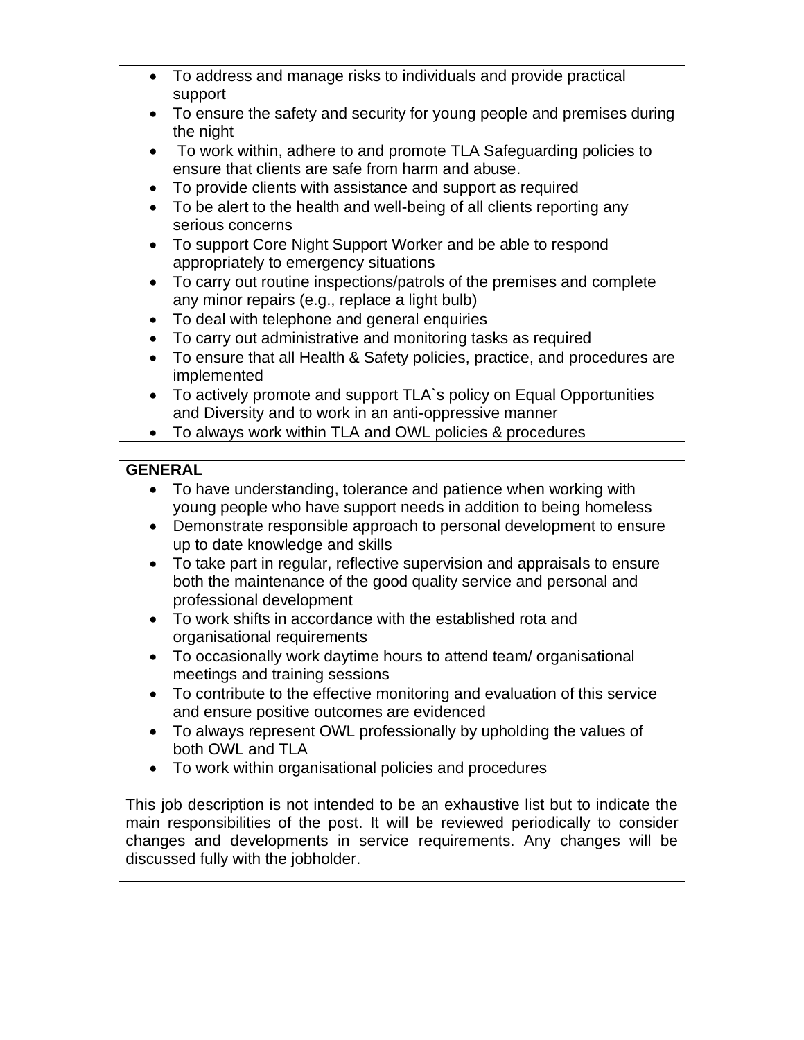- To address and manage risks to individuals and provide practical support
- To ensure the safety and security for young people and premises during the night
- To work within, adhere to and promote TLA Safeguarding policies to ensure that clients are safe from harm and abuse.
- To provide clients with assistance and support as required
- To be alert to the health and well-being of all clients reporting any serious concerns
- To support Core Night Support Worker and be able to respond appropriately to emergency situations
- To carry out routine inspections/patrols of the premises and complete any minor repairs (e.g., replace a light bulb)
- To deal with telephone and general enquiries
- To carry out administrative and monitoring tasks as required
- To ensure that all Health & Safety policies, practice, and procedures are implemented
- To actively promote and support TLA`s policy on Equal Opportunities and Diversity and to work in an anti-oppressive manner
- To always work within TLA and OWL policies & procedures

**GENERAL**

- To have understanding, tolerance and patience when working with young people who have support needs in addition to being homeless
- Demonstrate responsible approach to personal development to ensure up to date knowledge and skills
- To take part in regular, reflective supervision and appraisals to ensure both the maintenance of the good quality service and personal and professional development
- To work shifts in accordance with the established rota and organisational requirements
- To occasionally work daytime hours to attend team/ organisational meetings and training sessions
- To contribute to the effective monitoring and evaluation of this service and ensure positive outcomes are evidenced
- To always represent OWL professionally by upholding the values of both OWL and TLA
- To work within organisational policies and procedures

This job description is not intended to be an exhaustive list but to indicate the main responsibilities of the post. It will be reviewed periodically to consider changes and developments in service requirements. Any changes will be discussed fully with the jobholder.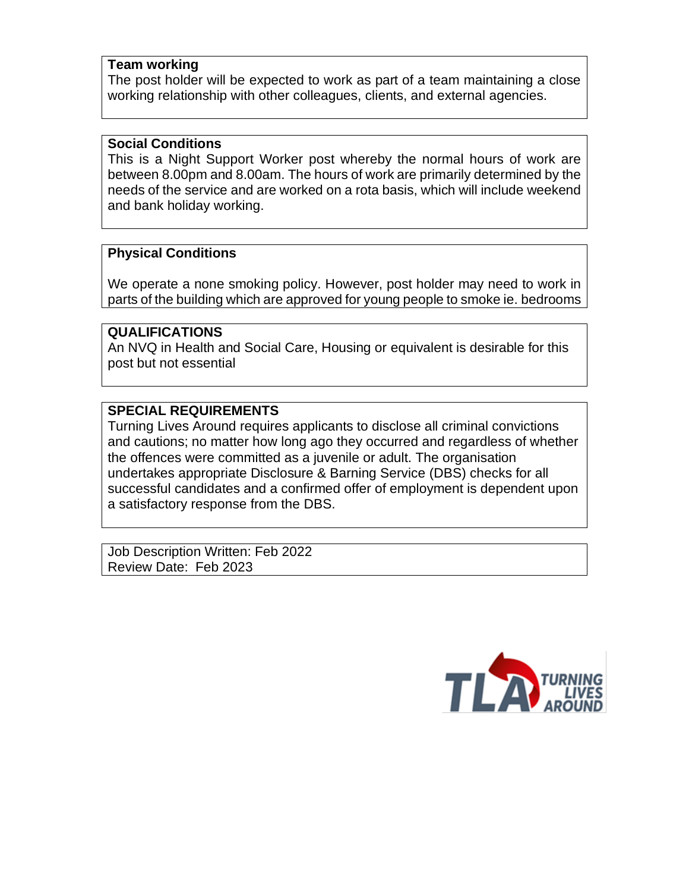**Team working**

The post holder will be expected to work as part of a team maintaining a close working relationship with other colleagues, clients, and external agencies.

**Social Conditions**

This is a Night Support Worker post whereby the normal hours of work are between 8.00pm and 8.00am. The hours of work are primarily determined by the needs of the service and are worked on a rota basis, which will include weekend and bank holiday working.

**Physical Conditions**

We operate a none smoking policy. However, post holder may need to work in parts of the building which are approved for young people to smoke ie. bedrooms

**QUALIFICATIONS**

An NVQ in Health and Social Care, Housing or equivalent is desirable for this post but not essential

**SPECIAL REQUIREMENTS**

Turning Lives Around requires applicants to disclose all criminal convictions and cautions; no matter how long ago they occurred and regardless of whether the offences were committed as a juvenile or adult. The organisation undertakes appropriate Disclosure & Barning Service (DBS) checks for all successful candidates and a confirmed offer of employment is dependent upon a satisfactory response from the DBS.

Job Description Written: Feb 2022
Review Date: Feb 2023

TLA TURNING LIVES AROUND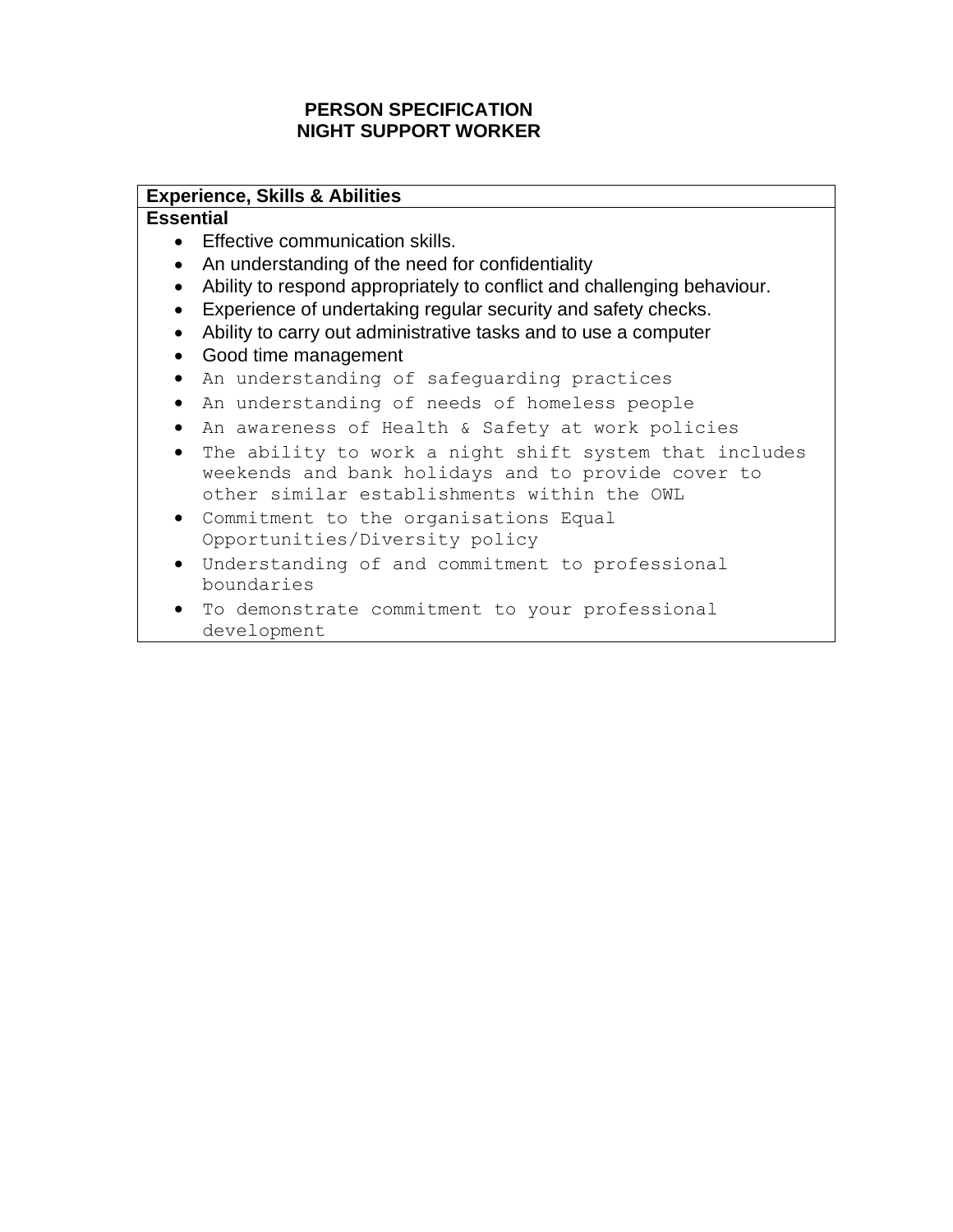# PERSON SPECIFICATION
# NIGHT SUPPORT WORKER

**Experience, Skills & Abilities**

**Essential**

- Effective communication skills.
- An understanding of the need for confidentiality
- Ability to respond appropriately to conflict and challenging behaviour.
- Experience of undertaking regular security and safety checks.
- Ability to carry out administrative tasks and to use a computer
- Good time management
- An understanding of safeguarding practices
- An understanding of needs of homeless people
- An awareness of Health & Safety at work policies
- The ability to work a night shift system that includes weekends and bank holidays and to provide cover to other similar establishments within the OWL
- Commitment to the organisations Equal Opportunities/Diversity policy
- Understanding of and commitment to professional boundaries
- To demonstrate commitment to your professional development